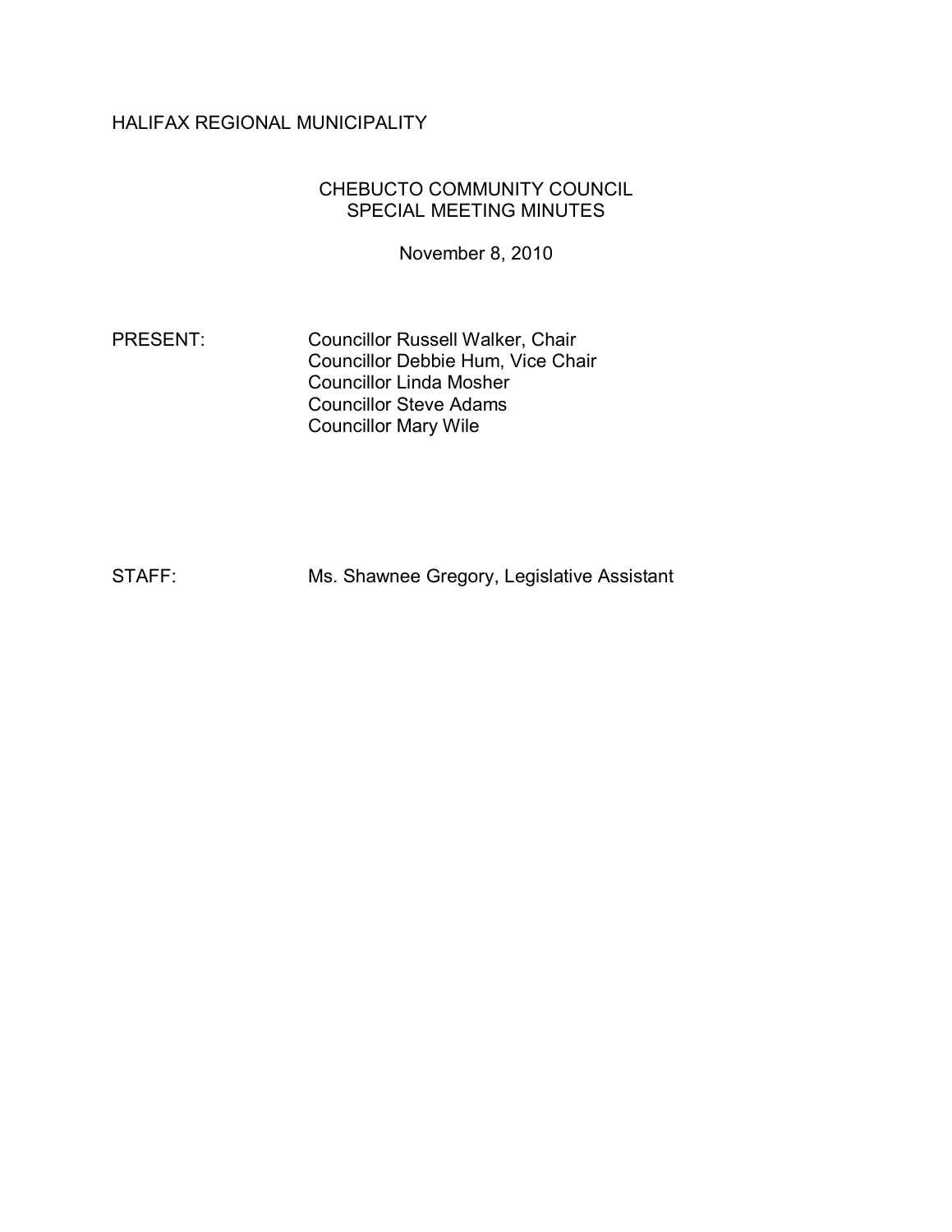HALIFAX REGIONAL MUNICIPALITY

# CHEBUCTO COMMUNITY COUNCIL
## SPECIAL MEETING MINUTES

November 8, 2010

PRESENT: Councillor Russell Walker, Chair
Councillor Debbie Hum, Vice Chair
Councillor Linda Mosher
Councillor Steve Adams
Councillor Mary Wile

STAFF: Ms. Shawnee Gregory, Legislative Assistant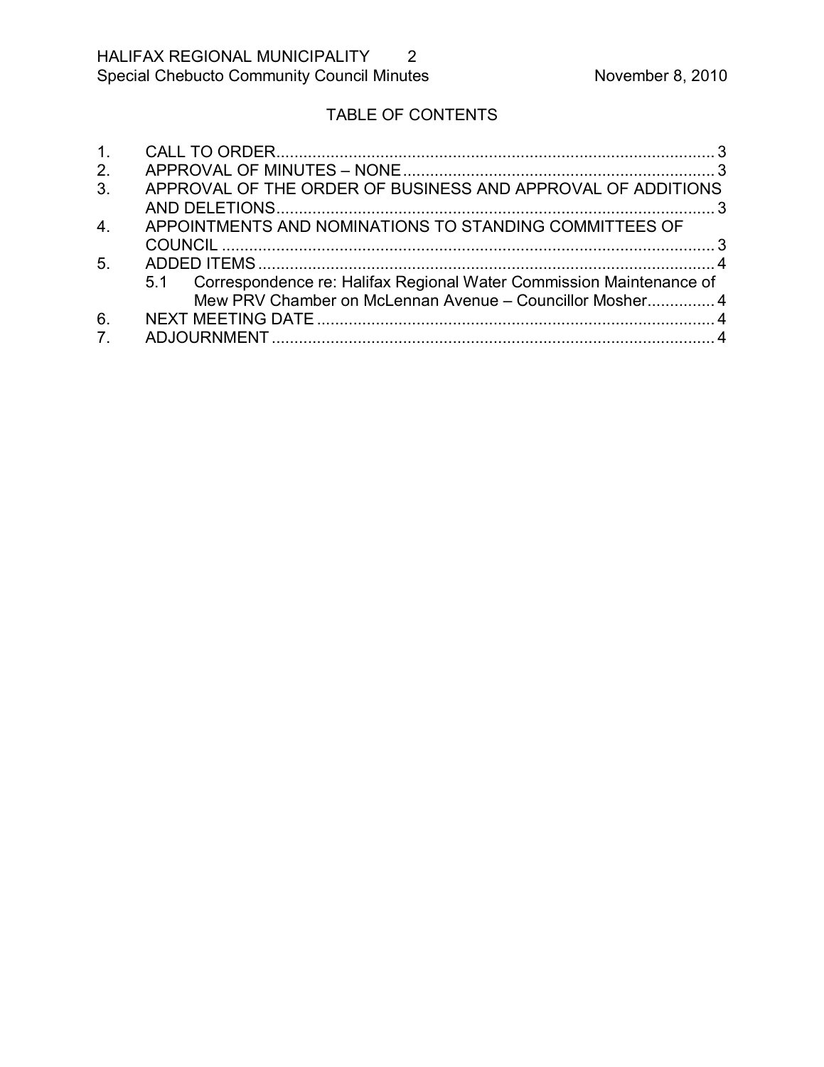## TABLE OF CONTENTS

1. CALL TO ORDER.................................................................................................3
2. APPROVAL OF MINUTES – NONE....................................................................3
3. APPROVAL OF THE ORDER OF BUSINESS AND APPROVAL OF ADDITIONS AND DELETIONS.................................................................................................3
4. APPOINTMENTS AND NOMINATIONS TO STANDING COMMITTEES OF COUNCIL .............................................................................................................3
5. ADDED ITEMS.....................................................................................................4
   - 5.1 Correspondence re: Halifax Regional Water Commission Maintenance of Mew PRV Chamber on McLennan Avenue – Councillor Mosher...............4
6. NEXT MEETING DATE........................................................................................4
7. ADJOURNMENT..................................................................................................4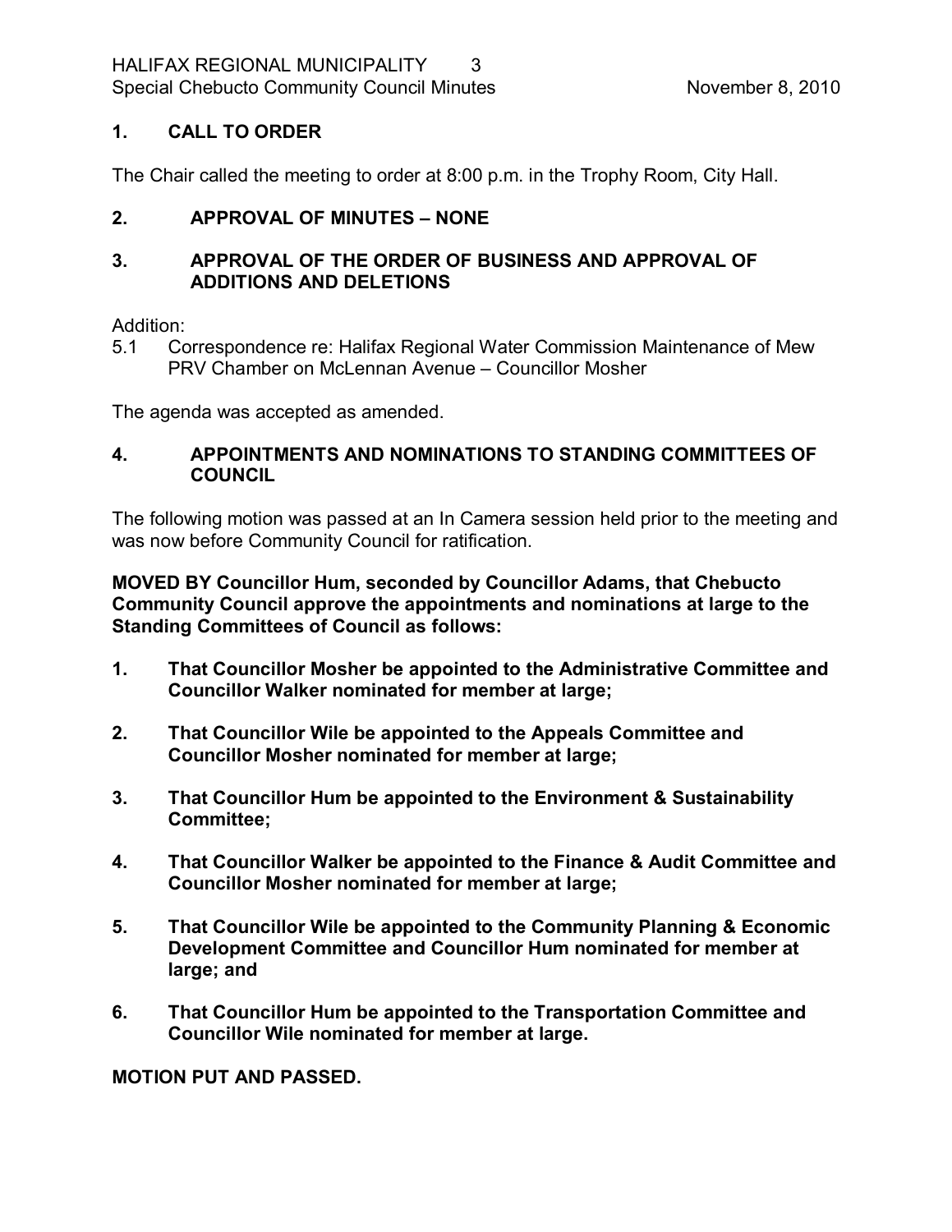## 1. CALL TO ORDER

The Chair called the meeting to order at 8:00 p.m. in the Trophy Room, City Hall.

## 2. APPROVAL OF MINUTES – NONE

## 3. APPROVAL OF THE ORDER OF BUSINESS AND APPROVAL OF ADDITIONS AND DELETIONS

Addition:

5.1 Correspondence re: Halifax Regional Water Commission Maintenance of Mew PRV Chamber on McLennan Avenue – Councillor Mosher

The agenda was accepted as amended.

## 4. APPOINTMENTS AND NOMINATIONS TO STANDING COMMITTEES OF COUNCIL

The following motion was passed at an In Camera session held prior to the meeting and was now before Community Council for ratification.

**MOVED BY Councillor Hum, seconded by Councillor Adams, that Chebucto Community Council approve the appointments and nominations at large to the Standing Committees of Council as follows:**

1. **That Councillor Mosher be appointed to the Administrative Committee and Councillor Walker nominated for member at large;**
2. **That Councillor Wile be appointed to the Appeals Committee and Councillor Mosher nominated for member at large;**
3. **That Councillor Hum be appointed to the Environment & Sustainability Committee;**
4. **That Councillor Walker be appointed to the Finance & Audit Committee and Councillor Mosher nominated for member at large;**
5. **That Councillor Wile be appointed to the Community Planning & Economic Development Committee and Councillor Hum nominated for member at large; and**
6. **That Councillor Hum be appointed to the Transportation Committee and Councillor Wile nominated for member at large.**

**MOTION PUT AND PASSED.**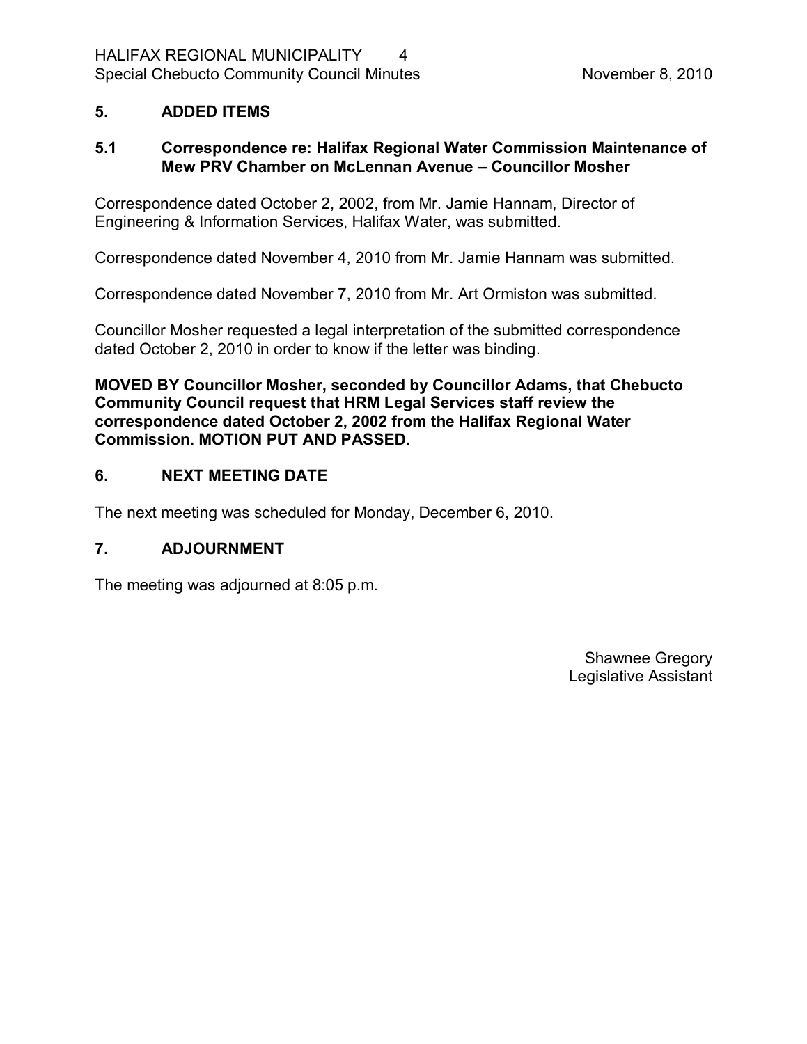## 5. ADDED ITEMS

### 5.1 Correspondence re: Halifax Regional Water Commission Maintenance of Mew PRV Chamber on McLennan Avenue – Councillor Mosher

Correspondence dated October 2, 2002, from Mr. Jamie Hannam, Director of Engineering & Information Services, Halifax Water, was submitted.

Correspondence dated November 4, 2010 from Mr. Jamie Hannam was submitted.

Correspondence dated November 7, 2010 from Mr. Art Ormiston was submitted.

Councillor Mosher requested a legal interpretation of the submitted correspondence dated October 2, 2010 in order to know if the letter was binding.

**MOVED BY Councillor Mosher, seconded by Councillor Adams, that Chebucto Community Council request that HRM Legal Services staff review the correspondence dated October 2, 2002 from the Halifax Regional Water Commission. MOTION PUT AND PASSED.**

## 6. NEXT MEETING DATE

The next meeting was scheduled for Monday, December 6, 2010.

## 7. ADJOURNMENT

The meeting was adjourned at 8:05 p.m.

Shawnee Gregory
Legislative Assistant